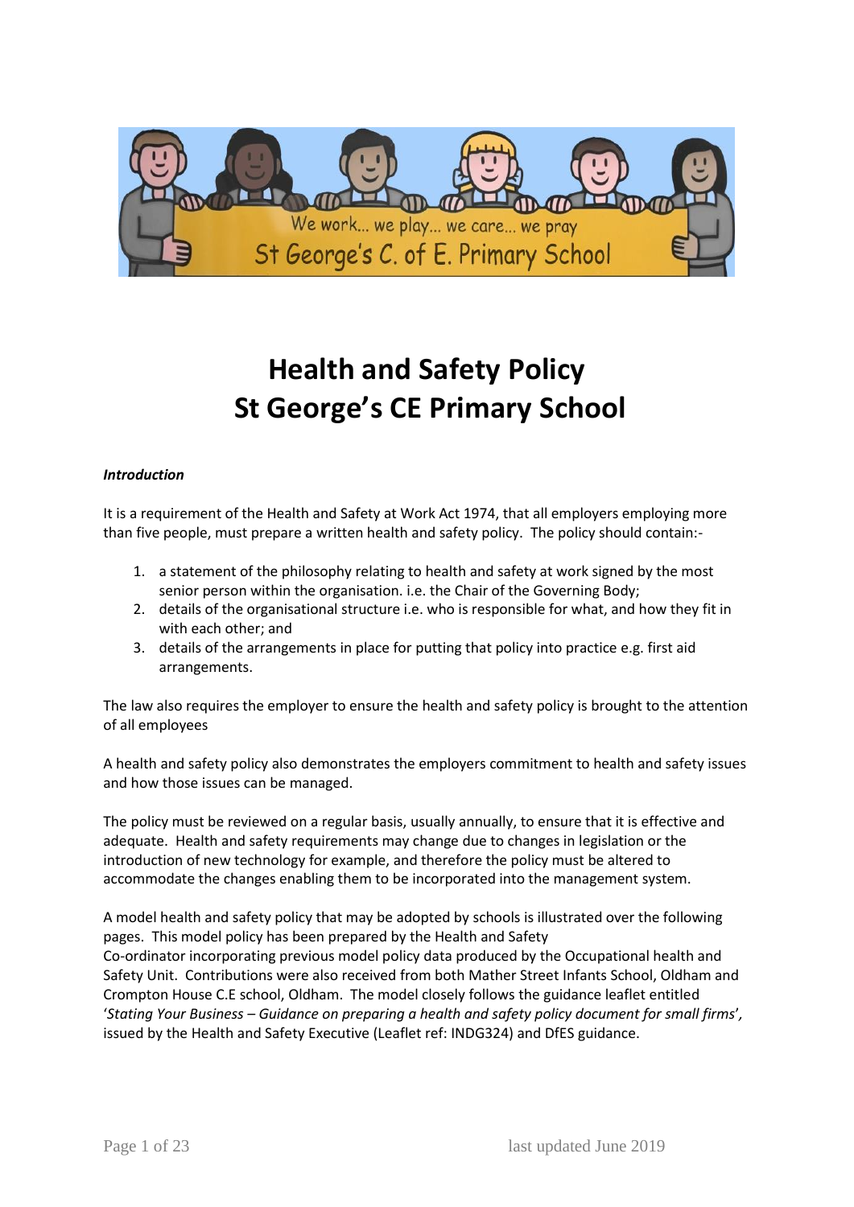# Health and Safety Policy
# St George's CE Primary School

***Introduction***

It is a requirement of the Health and Safety at Work Act 1974, that all employers employing more than five people, must prepare a written health and safety policy. The policy should contain:-

1. a statement of the philosophy relating to health and safety at work signed by the most senior person within the organisation. i.e. the Chair of the Governing Body;
2. details of the organisational structure i.e. who is responsible for what, and how they fit in with each other; and
3. details of the arrangements in place for putting that policy into practice e.g. first aid arrangements.

The law also requires the employer to ensure the health and safety policy is brought to the attention of all employees

A health and safety policy also demonstrates the employers commitment to health and safety issues and how those issues can be managed.

The policy must be reviewed on a regular basis, usually annually, to ensure that it is effective and adequate. Health and safety requirements may change due to changes in legislation or the introduction of new technology for example, and therefore the policy must be altered to accommodate the changes enabling them to be incorporated into the management system.

A model health and safety policy that may be adopted by schools is illustrated over the following pages. This model policy has been prepared by the Health and Safety Co-ordinator incorporating previous model policy data produced by the Occupational health and Safety Unit. Contributions were also received from both Mather Street Infants School, Oldham and Crompton House C.E school, Oldham. The model closely follows the guidance leaflet entitled '*Stating Your Business – Guidance on preparing a health and safety policy document for small firms*', issued by the Health and Safety Executive (Leaflet ref: INDG324) and DfES guidance.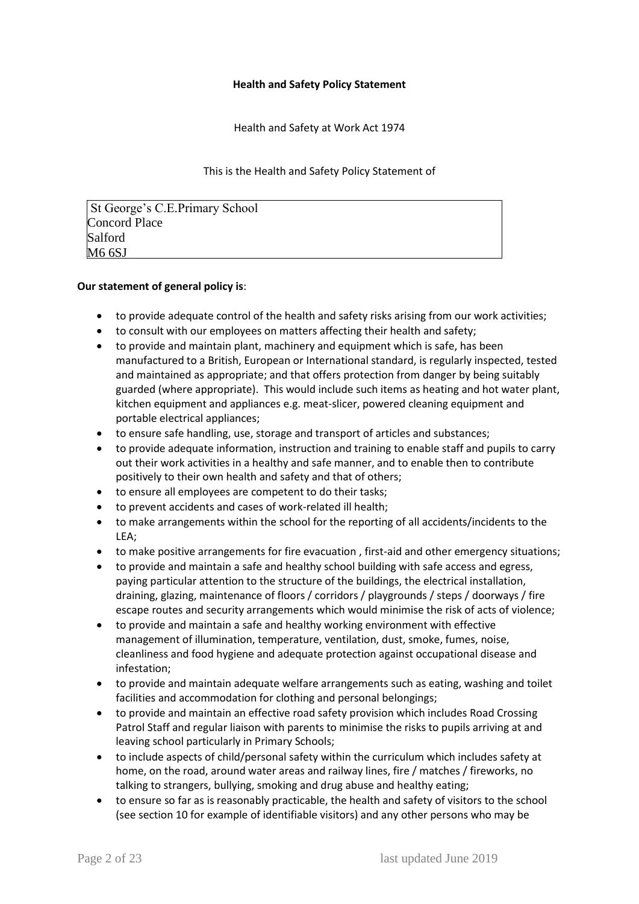**Health and Safety Policy Statement**

Health and Safety at Work Act 1974

This is the Health and Safety Policy Statement of

St George's C.E.Primary School
Concord Place
Salford
M6 6SJ

**Our statement of general policy is**:

- to provide adequate control of the health and safety risks arising from our work activities;
- to consult with our employees on matters affecting their health and safety;
- to provide and maintain plant, machinery and equipment which is safe, has been manufactured to a British, European or International standard, is regularly inspected, tested and maintained as appropriate; and that offers protection from danger by being suitably guarded (where appropriate). This would include such items as heating and hot water plant, kitchen equipment and appliances e.g. meat-slicer, powered cleaning equipment and portable electrical appliances;
- to ensure safe handling, use, storage and transport of articles and substances;
- to provide adequate information, instruction and training to enable staff and pupils to carry out their work activities in a healthy and safe manner, and to enable then to contribute positively to their own health and safety and that of others;
- to ensure all employees are competent to do their tasks;
- to prevent accidents and cases of work-related ill health;
- to make arrangements within the school for the reporting of all accidents/incidents to the LEA;
- to make positive arrangements for fire evacuation , first-aid and other emergency situations;
- to provide and maintain a safe and healthy school building with safe access and egress, paying particular attention to the structure of the buildings, the electrical installation, draining, glazing, maintenance of floors / corridors / playgrounds / steps / doorways / fire escape routes and security arrangements which would minimise the risk of acts of violence;
- to provide and maintain a safe and healthy working environment with effective management of illumination, temperature, ventilation, dust, smoke, fumes, noise, cleanliness and food hygiene and adequate protection against occupational disease and infestation;
- to provide and maintain adequate welfare arrangements such as eating, washing and toilet facilities and accommodation for clothing and personal belongings;
- to provide and maintain an effective road safety provision which includes Road Crossing Patrol Staff and regular liaison with parents to minimise the risks to pupils arriving at and leaving school particularly in Primary Schools;
- to include aspects of child/personal safety within the curriculum which includes safety at home, on the road, around water areas and railway lines, fire / matches / fireworks, no talking to strangers, bullying, smoking and drug abuse and healthy eating;
- to ensure so far as is reasonably practicable, the health and safety of visitors to the school (see section 10 for example of identifiable visitors) and any other persons who may be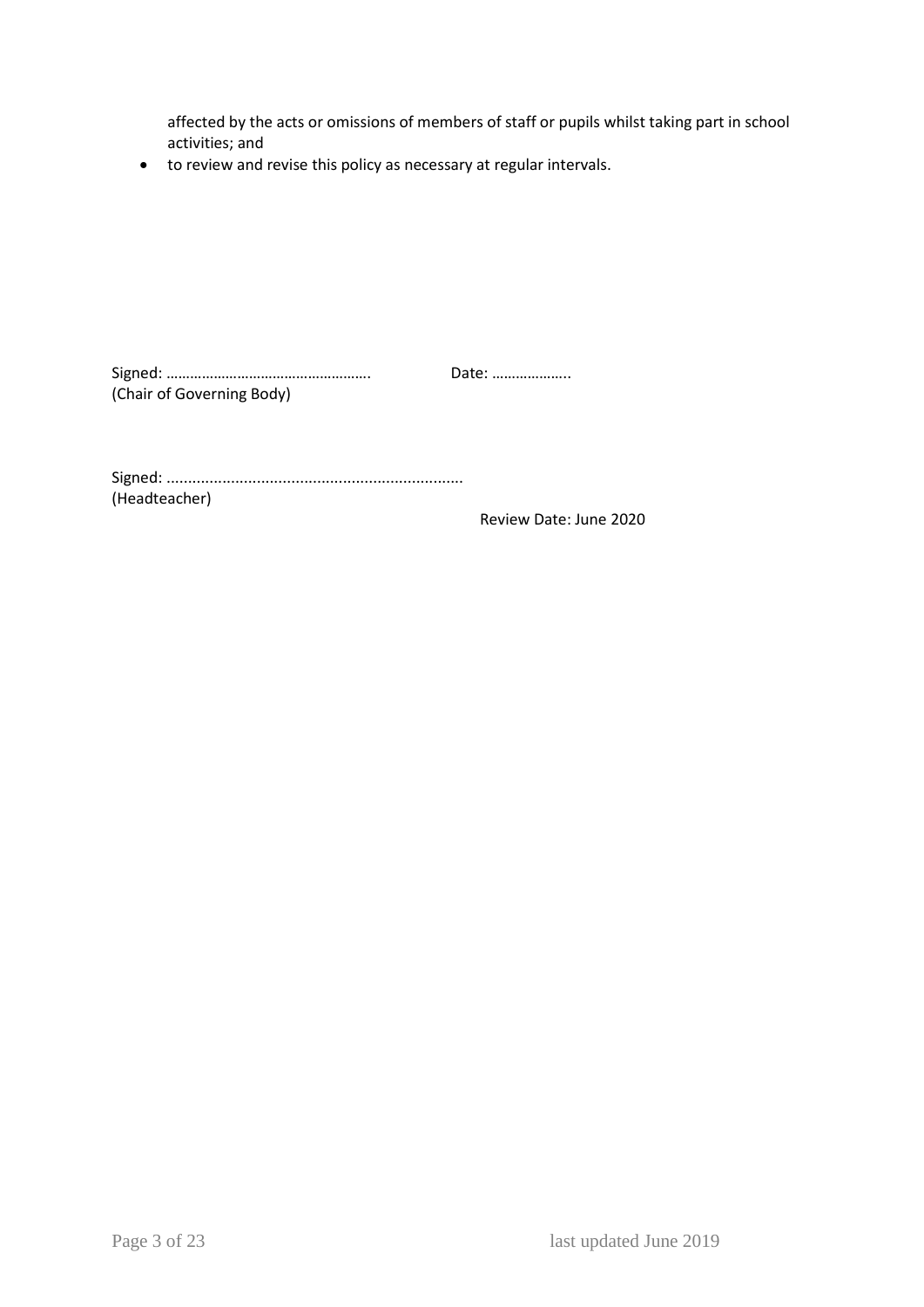affected by the acts or omissions of members of staff or pupils whilst taking part in school activities; and

- to review and revise this policy as necessary at regular intervals.

Signed: ……………………………………………. Date: ………………..
(Chair of Governing Body)

Signed: ....................................................................
(Headteacher)

Review Date: June 2020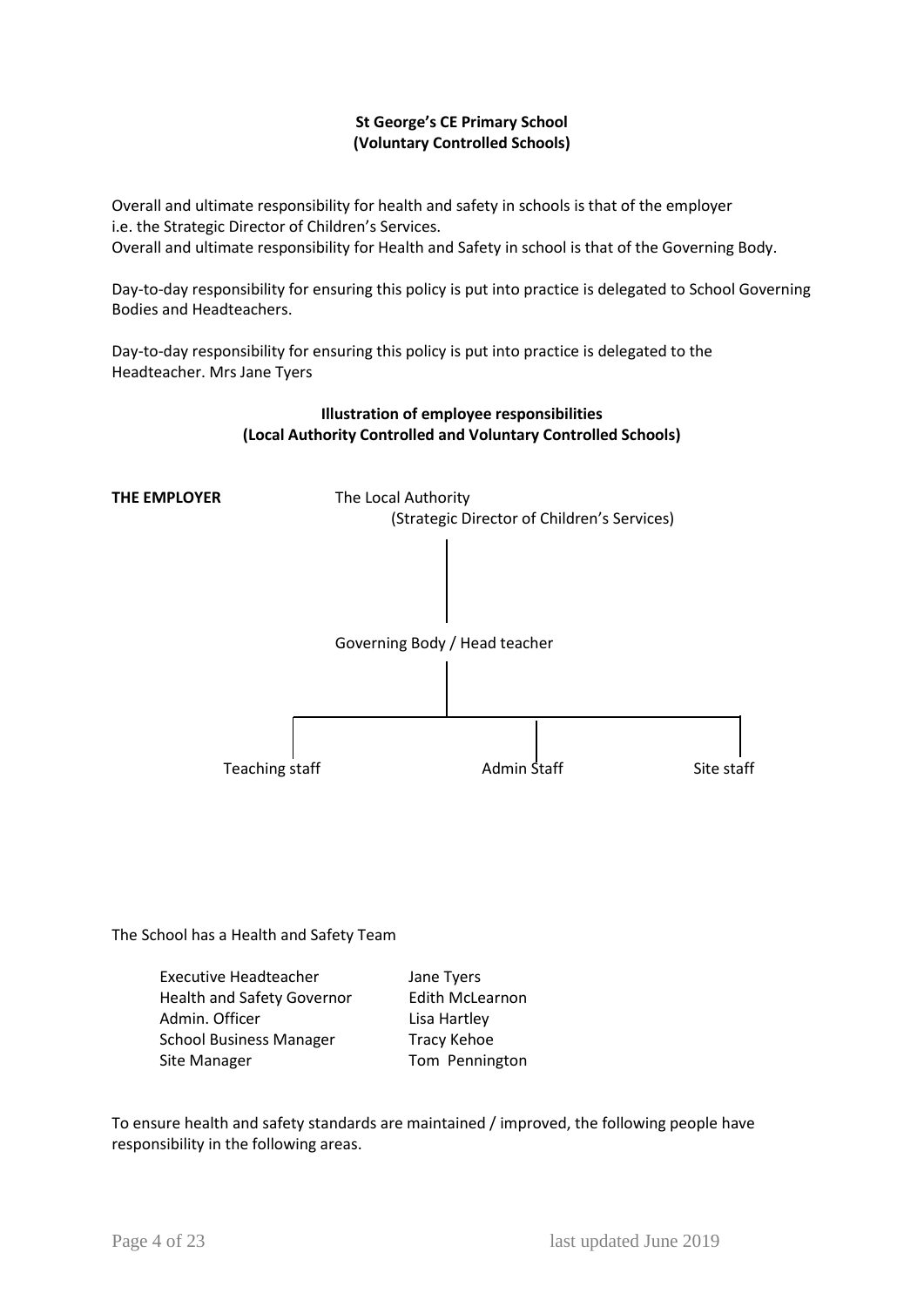**St George's CE Primary School**
**(Voluntary Controlled Schools)**

Overall and ultimate responsibility for health and safety in schools is that of the employer i.e. the Strategic Director of Children's Services.
Overall and ultimate responsibility for Health and Safety in school is that of the Governing Body.

Day-to-day responsibility for ensuring this policy is put into practice is delegated to School Governing Bodies and Headteachers.

Day-to-day responsibility for ensuring this policy is put into practice is delegated to the Headteacher. Mrs Jane Tyers

**Illustration of employee responsibilities**
**(Local Authority Controlled and Voluntary Controlled Schools)**

**THE EMPLOYER** The Local Authority
(Strategic Director of Children's Services)

Governing Body / Head teacher

Teaching staff | Admin Staff | Site staff

The School has a Health and Safety Team

| | |
|---|---|
| Executive Headteacher | Jane Tyers |
| Health and Safety Governor | Edith McLearnon |
| Admin. Officer | Lisa Hartley |
| School Business Manager | Tracy Kehoe |
| Site Manager | Tom Pennington |

To ensure health and safety standards are maintained / improved, the following people have responsibility in the following areas.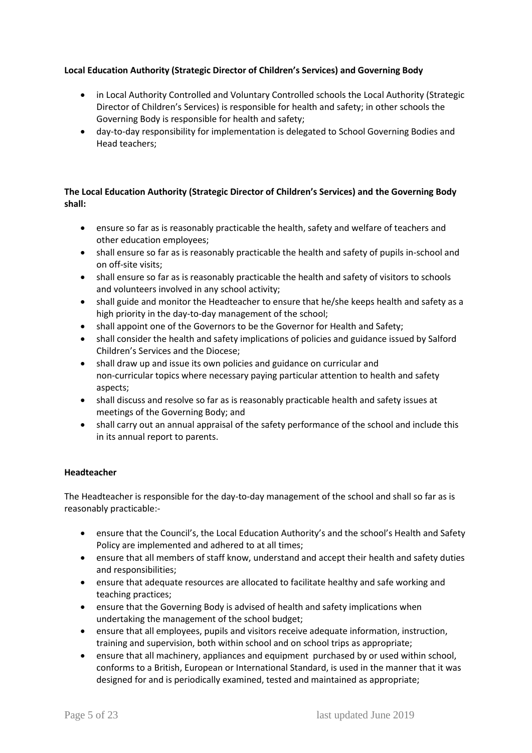**Local Education Authority (Strategic Director of Children's Services) and Governing Body**

- in Local Authority Controlled and Voluntary Controlled schools the Local Authority (Strategic Director of Children's Services) is responsible for health and safety; in other schools the Governing Body is responsible for health and safety;
- day-to-day responsibility for implementation is delegated to School Governing Bodies and Head teachers;

**The Local Education Authority (Strategic Director of Children's Services) and the Governing Body shall:**

- ensure so far as is reasonably practicable the health, safety and welfare of teachers and other education employees;
- shall ensure so far as is reasonably practicable the health and safety of pupils in-school and on off-site visits;
- shall ensure so far as is reasonably practicable the health and safety of visitors to schools and volunteers involved in any school activity;
- shall guide and monitor the Headteacher to ensure that he/she keeps health and safety as a high priority in the day-to-day management of the school;
- shall appoint one of the Governors to be the Governor for Health and Safety;
- shall consider the health and safety implications of policies and guidance issued by Salford Children's Services and the Diocese;
- shall draw up and issue its own policies and guidance on curricular and non-curricular topics where necessary paying particular attention to health and safety aspects;
- shall discuss and resolve so far as is reasonably practicable health and safety issues at meetings of the Governing Body; and
- shall carry out an annual appraisal of the safety performance of the school and include this in its annual report to parents.

**Headteacher**

The Headteacher is responsible for the day-to-day management of the school and shall so far as is reasonably practicable:-

- ensure that the Council's, the Local Education Authority's and the school's Health and Safety Policy are implemented and adhered to at all times;
- ensure that all members of staff know, understand and accept their health and safety duties and responsibilities;
- ensure that adequate resources are allocated to facilitate healthy and safe working and teaching practices;
- ensure that the Governing Body is advised of health and safety implications when undertaking the management of the school budget;
- ensure that all employees, pupils and visitors receive adequate information, instruction, training and supervision, both within school and on school trips as appropriate;
- ensure that all machinery, appliances and equipment purchased by or used within school, conforms to a British, European or International Standard, is used in the manner that it was designed for and is periodically examined, tested and maintained as appropriate;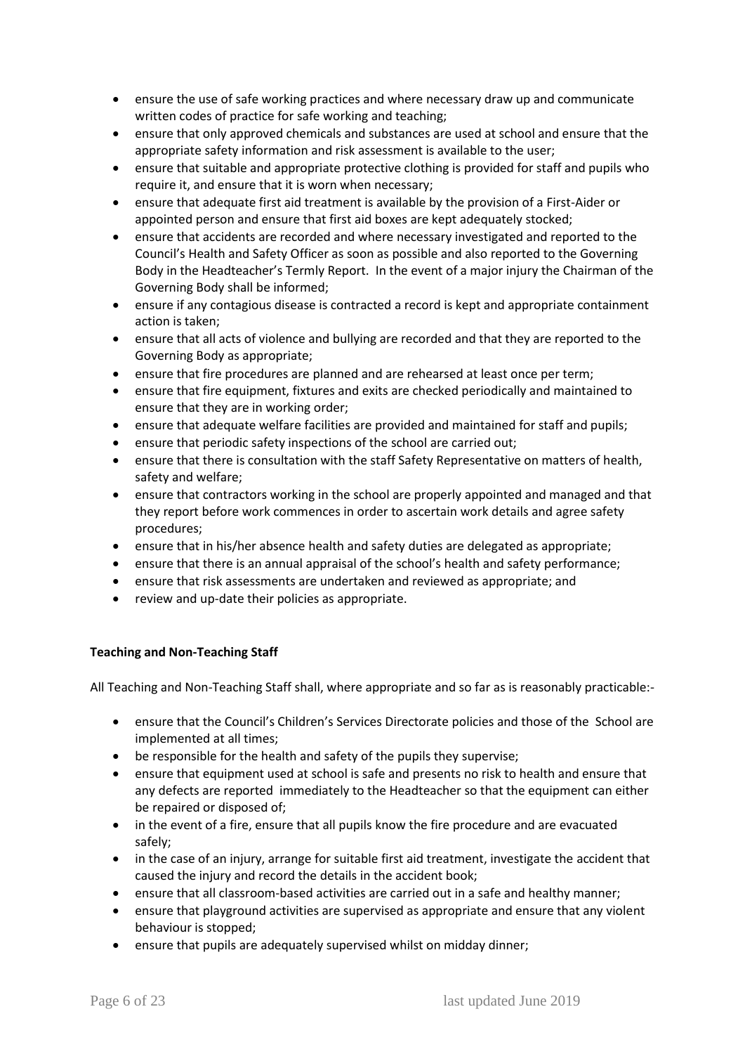- ensure the use of safe working practices and where necessary draw up and communicate written codes of practice for safe working and teaching;
- ensure that only approved chemicals and substances are used at school and ensure that the appropriate safety information and risk assessment is available to the user;
- ensure that suitable and appropriate protective clothing is provided for staff and pupils who require it, and ensure that it is worn when necessary;
- ensure that adequate first aid treatment is available by the provision of a First-Aider or appointed person and ensure that first aid boxes are kept adequately stocked;
- ensure that accidents are recorded and where necessary investigated and reported to the Council's Health and Safety Officer as soon as possible and also reported to the Governing Body in the Headteacher's Termly Report. In the event of a major injury the Chairman of the Governing Body shall be informed;
- ensure if any contagious disease is contracted a record is kept and appropriate containment action is taken;
- ensure that all acts of violence and bullying are recorded and that they are reported to the Governing Body as appropriate;
- ensure that fire procedures are planned and are rehearsed at least once per term;
- ensure that fire equipment, fixtures and exits are checked periodically and maintained to ensure that they are in working order;
- ensure that adequate welfare facilities are provided and maintained for staff and pupils;
- ensure that periodic safety inspections of the school are carried out;
- ensure that there is consultation with the staff Safety Representative on matters of health, safety and welfare;
- ensure that contractors working in the school are properly appointed and managed and that they report before work commences in order to ascertain work details and agree safety procedures;
- ensure that in his/her absence health and safety duties are delegated as appropriate;
- ensure that there is an annual appraisal of the school's health and safety performance;
- ensure that risk assessments are undertaken and reviewed as appropriate; and
- review and up-date their policies as appropriate.

**Teaching and Non-Teaching Staff**

All Teaching and Non-Teaching Staff shall, where appropriate and so far as is reasonably practicable:-

- ensure that the Council's Children's Services Directorate policies and those of the School are implemented at all times;
- be responsible for the health and safety of the pupils they supervise;
- ensure that equipment used at school is safe and presents no risk to health and ensure that any defects are reported immediately to the Headteacher so that the equipment can either be repaired or disposed of;
- in the event of a fire, ensure that all pupils know the fire procedure and are evacuated safely;
- in the case of an injury, arrange for suitable first aid treatment, investigate the accident that caused the injury and record the details in the accident book;
- ensure that all classroom-based activities are carried out in a safe and healthy manner;
- ensure that playground activities are supervised as appropriate and ensure that any violent behaviour is stopped;
- ensure that pupils are adequately supervised whilst on midday dinner;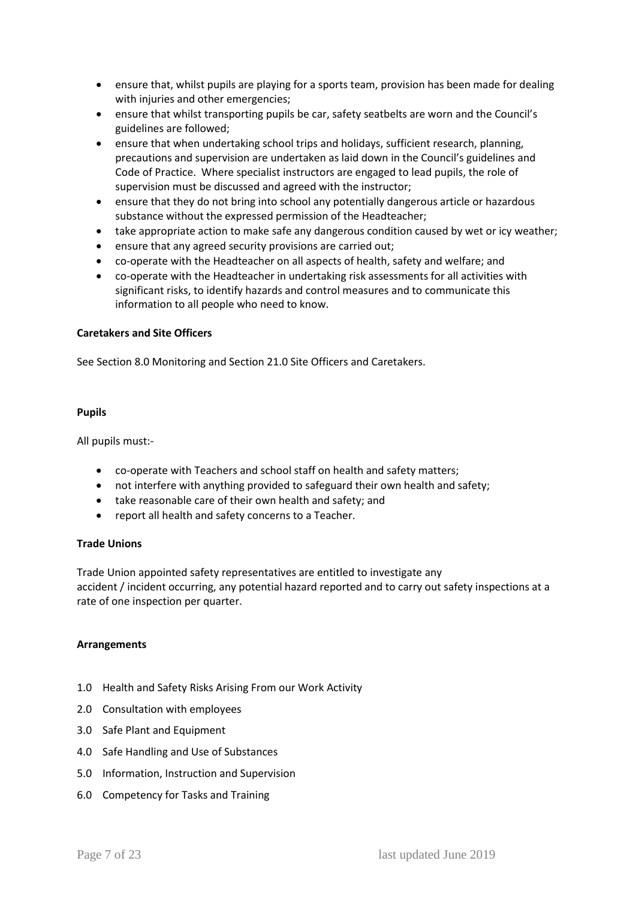- ensure that, whilst pupils are playing for a sports team, provision has been made for dealing with injuries and other emergencies;
- ensure that whilst transporting pupils be car, safety seatbelts are worn and the Council's guidelines are followed;
- ensure that when undertaking school trips and holidays, sufficient research, planning, precautions and supervision are undertaken as laid down in the Council's guidelines and Code of Practice. Where specialist instructors are engaged to lead pupils, the role of supervision must be discussed and agreed with the instructor;
- ensure that they do not bring into school any potentially dangerous article or hazardous substance without the expressed permission of the Headteacher;
- take appropriate action to make safe any dangerous condition caused by wet or icy weather;
- ensure that any agreed security provisions are carried out;
- co-operate with the Headteacher on all aspects of health, safety and welfare; and
- co-operate with the Headteacher in undertaking risk assessments for all activities with significant risks, to identify hazards and control measures and to communicate this information to all people who need to know.

**Caretakers and Site Officers**

See Section 8.0 Monitoring and Section 21.0 Site Officers and Caretakers.

**Pupils**

All pupils must:-

- co-operate with Teachers and school staff on health and safety matters;
- not interfere with anything provided to safeguard their own health and safety;
- take reasonable care of their own health and safety; and
- report all health and safety concerns to a Teacher.

**Trade Unions**

Trade Union appointed safety representatives are entitled to investigate any accident / incident occurring, any potential hazard reported and to carry out safety inspections at a rate of one inspection per quarter.

**Arrangements**

1.0 Health and Safety Risks Arising From our Work Activity

2.0 Consultation with employees

3.0 Safe Plant and Equipment

4.0 Safe Handling and Use of Substances

5.0 Information, Instruction and Supervision

6.0 Competency for Tasks and Training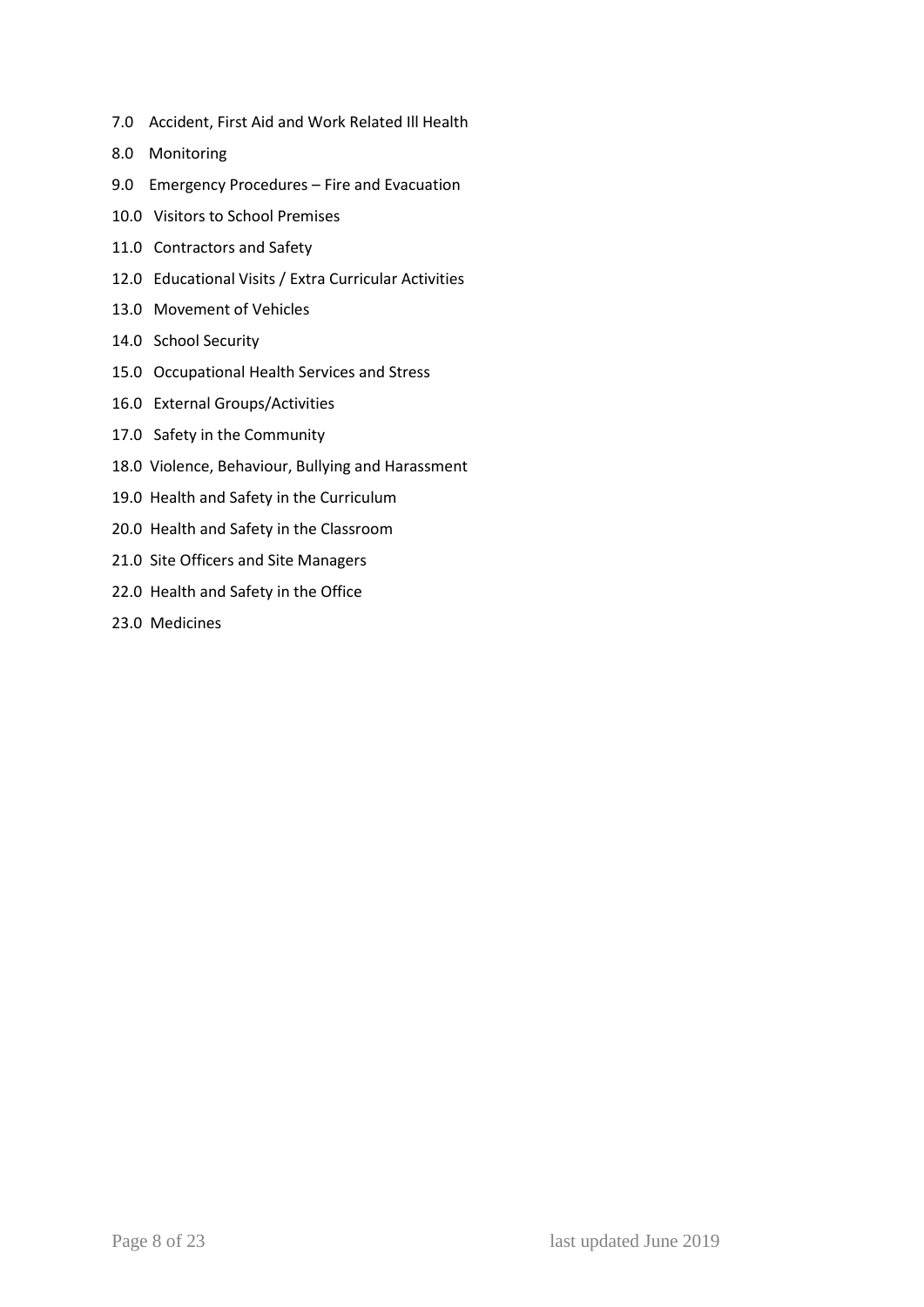7.0 Accident, First Aid and Work Related Ill Health

8.0 Monitoring

9.0 Emergency Procedures – Fire and Evacuation

10.0 Visitors to School Premises

11.0 Contractors and Safety

12.0 Educational Visits / Extra Curricular Activities

13.0 Movement of Vehicles

14.0 School Security

15.0 Occupational Health Services and Stress

16.0 External Groups/Activities

17.0 Safety in the Community

18.0 Violence, Behaviour, Bullying and Harassment

19.0 Health and Safety in the Curriculum

20.0 Health and Safety in the Classroom

21.0 Site Officers and Site Managers

22.0 Health and Safety in the Office

23.0 Medicines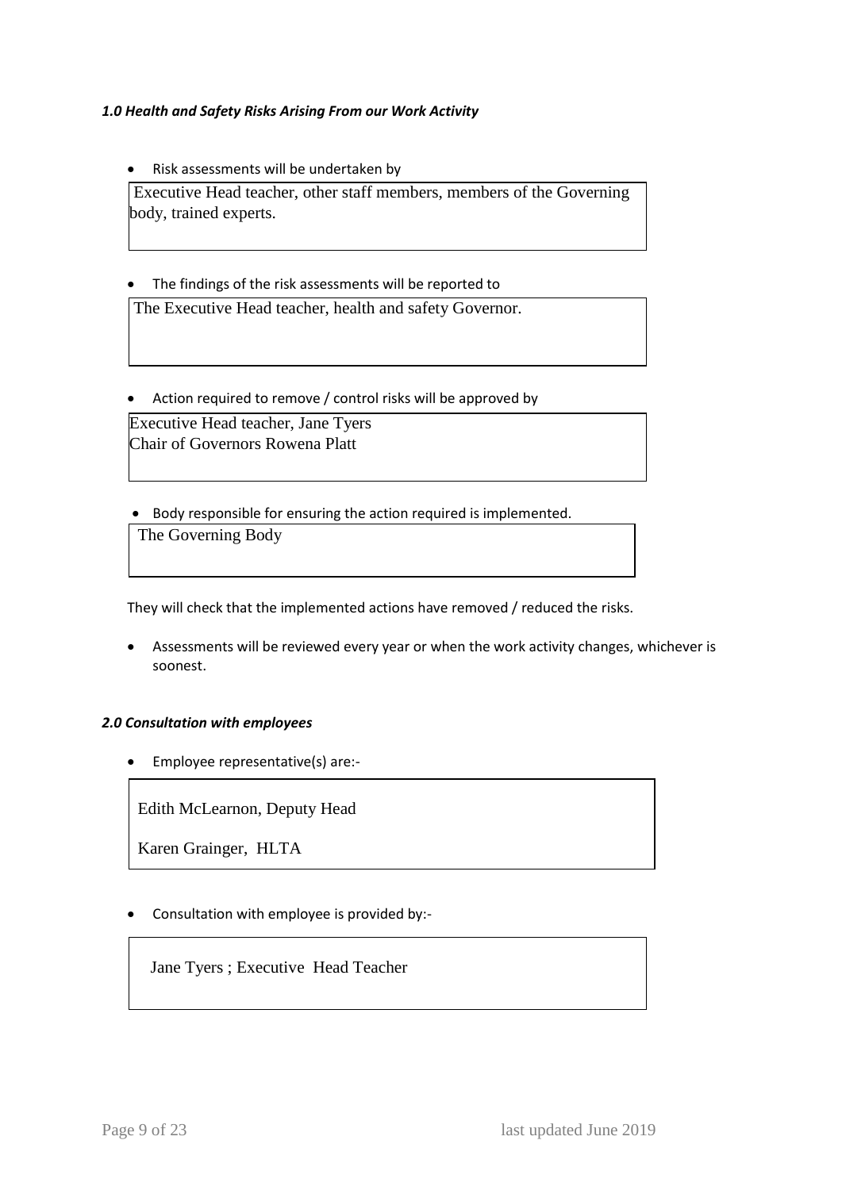### *1.0 Health and Safety Risks Arising From our Work Activity*

- Risk assessments will be undertaken by

Executive Head teacher, other staff members, members of the Governing body, trained experts.

- The findings of the risk assessments will be reported to

The Executive Head teacher, health and safety Governor.

- Action required to remove / control risks will be approved by

Executive Head teacher, Jane Tyers
Chair of Governors Rowena Platt

- Body responsible for ensuring the action required is implemented.

The Governing Body

They will check that the implemented actions have removed / reduced the risks.

- Assessments will be reviewed every year or when the work activity changes, whichever is soonest.

### *2.0 Consultation with employees*

- Employee representative(s) are:-

Edith McLearnon, Deputy Head

Karen Grainger, HLTA

- Consultation with employee is provided by:-

Jane Tyers ; Executive Head Teacher

last updated June 2019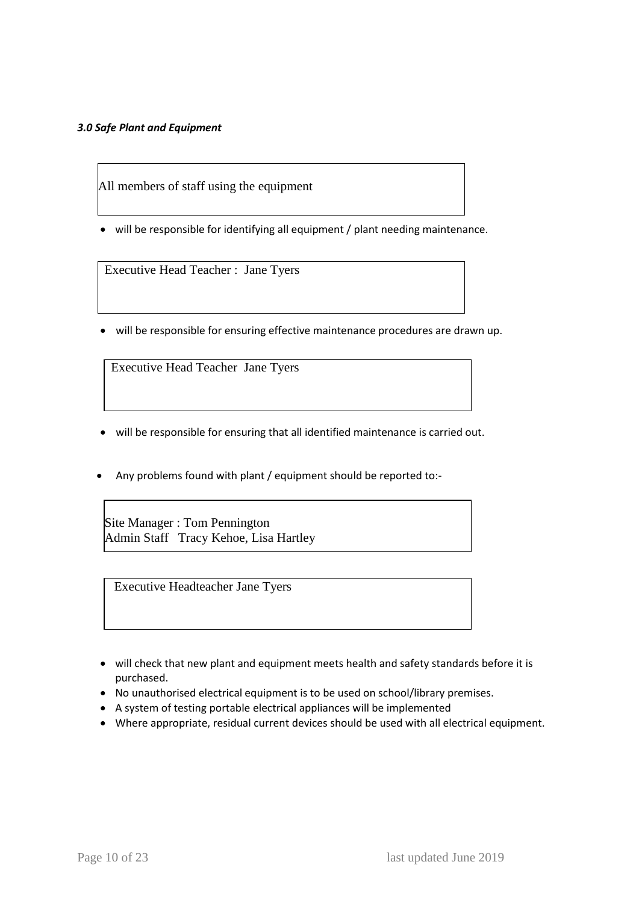***3.0 Safe Plant and Equipment***

All members of staff using the equipment

- will be responsible for identifying all equipment / plant needing maintenance.

Executive Head Teacher : Jane Tyers

- will be responsible for ensuring effective maintenance procedures are drawn up.

Executive Head Teacher Jane Tyers

- will be responsible for ensuring that all identified maintenance is carried out.

- Any problems found with plant / equipment should be reported to:-

Site Manager : Tom Pennington
Admin Staff Tracy Kehoe, Lisa Hartley

Executive Headteacher Jane Tyers

- will check that new plant and equipment meets health and safety standards before it is purchased.
- No unauthorised electrical equipment is to be used on school/library premises.
- A system of testing portable electrical appliances will be implemented
- Where appropriate, residual current devices should be used with all electrical equipment.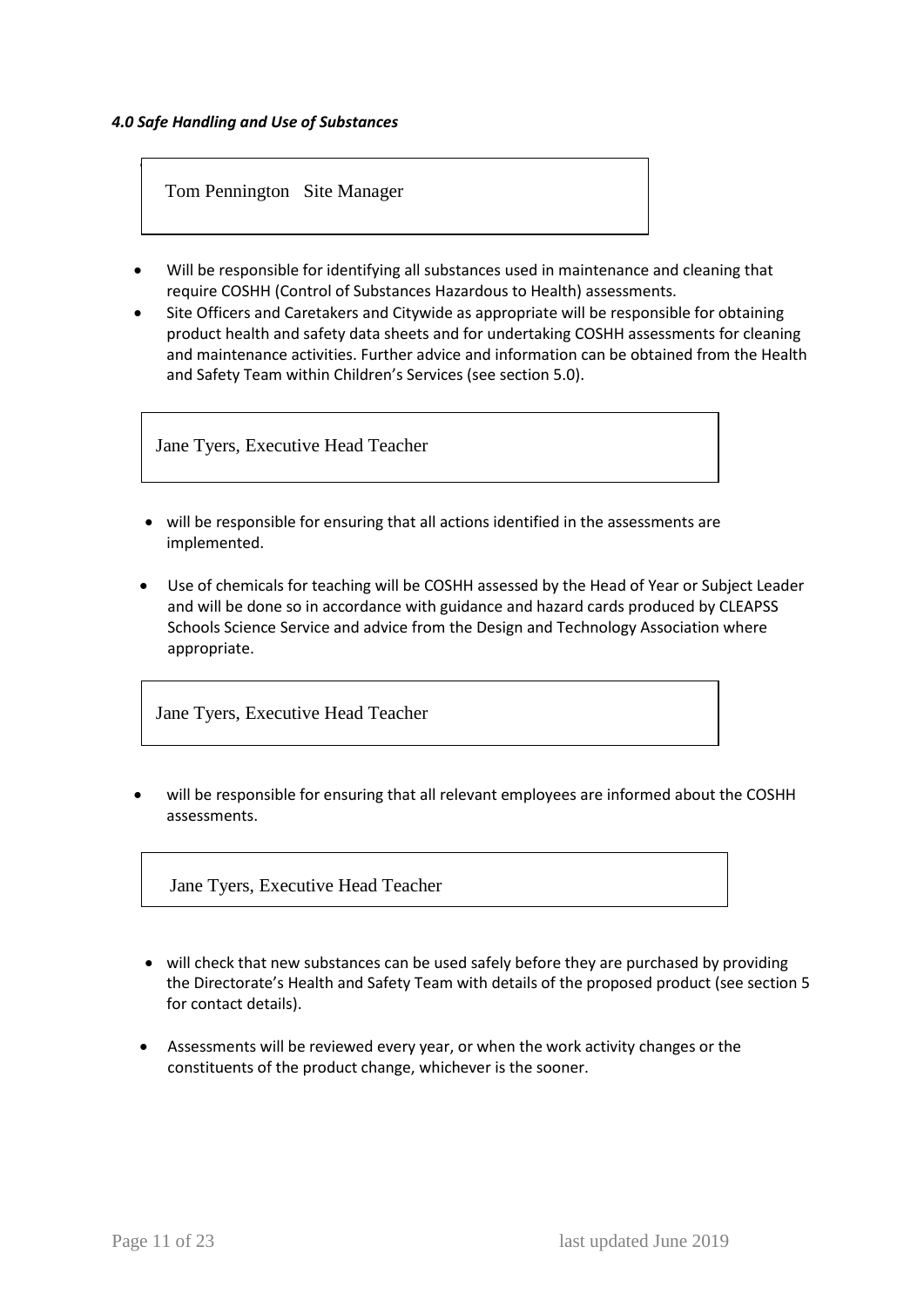#### *4.0 Safe Handling and Use of Substances*

Tom Pennington Site Manager

- Will be responsible for identifying all substances used in maintenance and cleaning that require COSHH (Control of Substances Hazardous to Health) assessments.
- Site Officers and Caretakers and Citywide as appropriate will be responsible for obtaining product health and safety data sheets and for undertaking COSHH assessments for cleaning and maintenance activities. Further advice and information can be obtained from the Health and Safety Team within Children's Services (see section 5.0).

Jane Tyers, Executive Head Teacher

- will be responsible for ensuring that all actions identified in the assessments are implemented.
- Use of chemicals for teaching will be COSHH assessed by the Head of Year or Subject Leader and will be done so in accordance with guidance and hazard cards produced by CLEAPSS Schools Science Service and advice from the Design and Technology Association where appropriate.

Jane Tyers, Executive Head Teacher

- will be responsible for ensuring that all relevant employees are informed about the COSHH assessments.

Jane Tyers, Executive Head Teacher

- will check that new substances can be used safely before they are purchased by providing the Directorate's Health and Safety Team with details of the proposed product (see section 5 for contact details).
- Assessments will be reviewed every year, or when the work activity changes or the constituents of the product change, whichever is the sooner.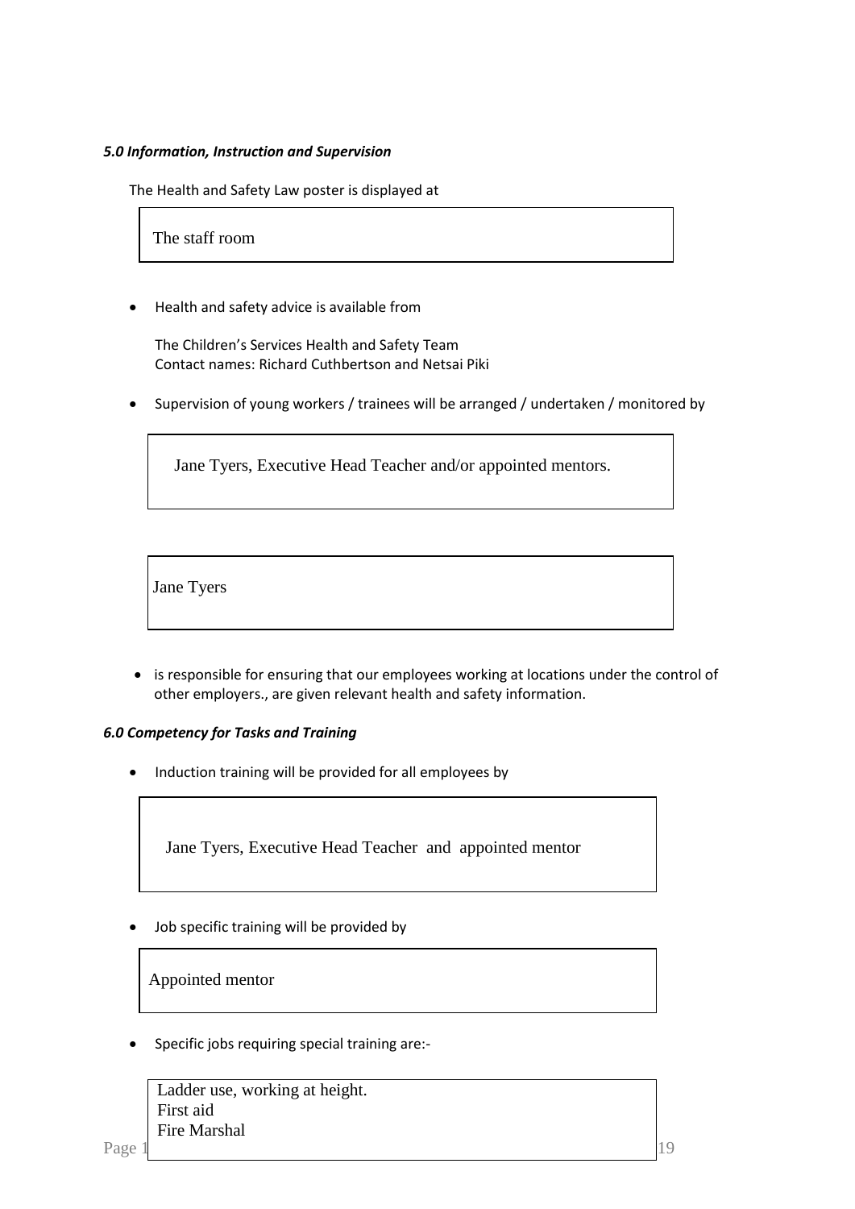***5.0 Information, Instruction and Supervision***

The Health and Safety Law poster is displayed at

The staff room

- Health and safety advice is available from

  The Children's Services Health and Safety Team
  Contact names: Richard Cuthbertson and Netsai Piki

- Supervision of young workers / trainees will be arranged / undertaken / monitored by

Jane Tyers, Executive Head Teacher and/or appointed mentors.

Jane Tyers

- is responsible for ensuring that our employees working at locations under the control of other employers., are given relevant health and safety information.

***6.0 Competency for Tasks and Training***

- Induction training will be provided for all employees by

Jane Tyers, Executive Head Teacher and appointed mentor

- Job specific training will be provided by

Appointed mentor

- Specific jobs requiring special training are:-

Ladder use, working at height.
First aid
Fire Marshal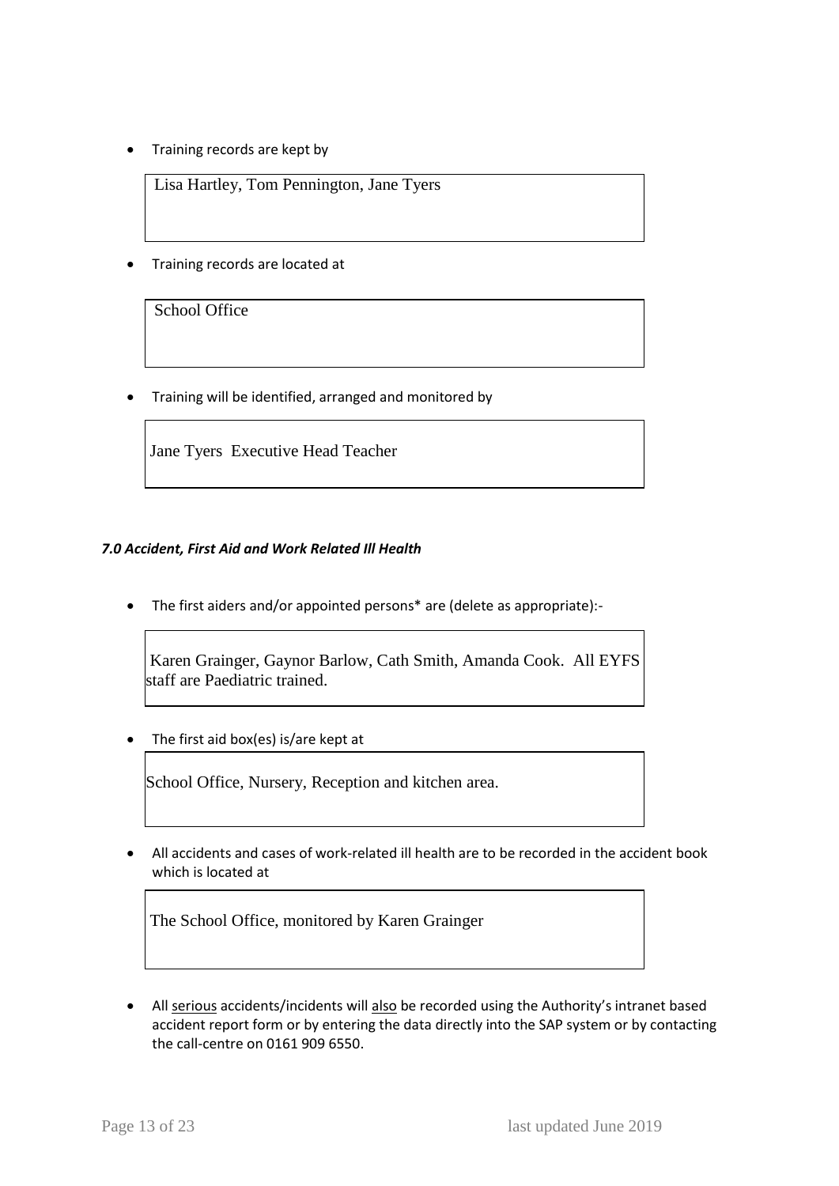- Training records are kept by

Lisa Hartley, Tom Pennington, Jane Tyers

- Training records are located at

School Office

- Training will be identified, arranged and monitored by

Jane Tyers  Executive Head Teacher

***7.0 Accident, First Aid and Work Related Ill Health***

- The first aiders and/or appointed persons* are (delete as appropriate):-

Karen Grainger, Gaynor Barlow, Cath Smith, Amanda Cook.  All EYFS staff are Paediatric trained.

- The first aid box(es) is/are kept at

School Office, Nursery, Reception and kitchen area.

- All accidents and cases of work-related ill health are to be recorded in the accident book which is located at

The School Office, monitored by Karen Grainger

- All <u>serious</u> accidents/incidents will <u>also</u> be recorded using the Authority's intranet based accident report form or by entering the data directly into the SAP system or by contacting the call-centre on 0161 909 6550.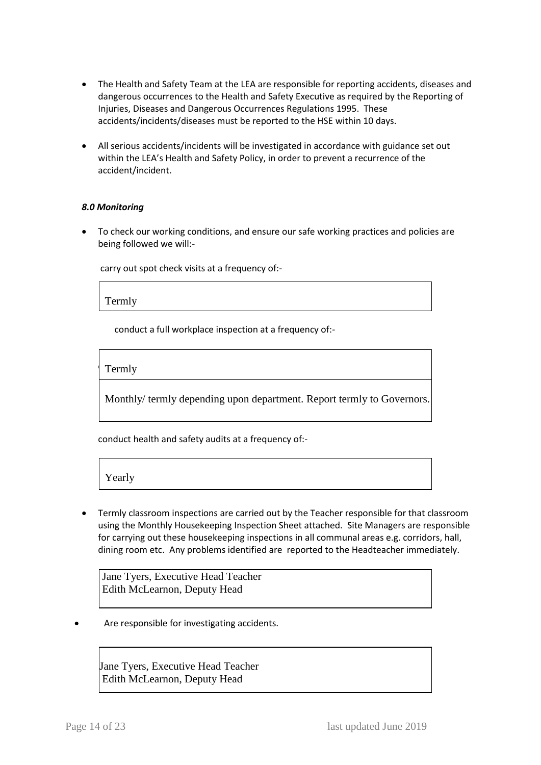- The Health and Safety Team at the LEA are responsible for reporting accidents, diseases and dangerous occurrences to the Health and Safety Executive as required by the Reporting of Injuries, Diseases and Dangerous Occurrences Regulations 1995. These accidents/incidents/diseases must be reported to the HSE within 10 days.

- All serious accidents/incidents will be investigated in accordance with guidance set out within the LEA's Health and Safety Policy, in order to prevent a recurrence of the accident/incident.

***8.0 Monitoring***

- To check our working conditions, and ensure our safe working practices and policies are being followed we will:-

  carry out spot check visits at a frequency of:-

  | Termly |
  |---|

  conduct a full workplace inspection at a frequency of:-

  | Termly |
  |---|
  | Monthly/ termly depending upon department. Report termly to Governors. |

  conduct health and safety audits at a frequency of:-

  | Yearly |
  |---|

- Termly classroom inspections are carried out by the Teacher responsible for that classroom using the Monthly Housekeeping Inspection Sheet attached. Site Managers are responsible for carrying out these housekeeping inspections in all communal areas e.g. corridors, hall, dining room etc. Any problems identified are reported to the Headteacher immediately.

  | Jane Tyers, Executive Head Teacher<br>Edith McLearnon, Deputy Head |
  |---|

- Are responsible for investigating accidents.

  | Jane Tyers, Executive Head Teacher<br>Edith McLearnon, Deputy Head |
  |---|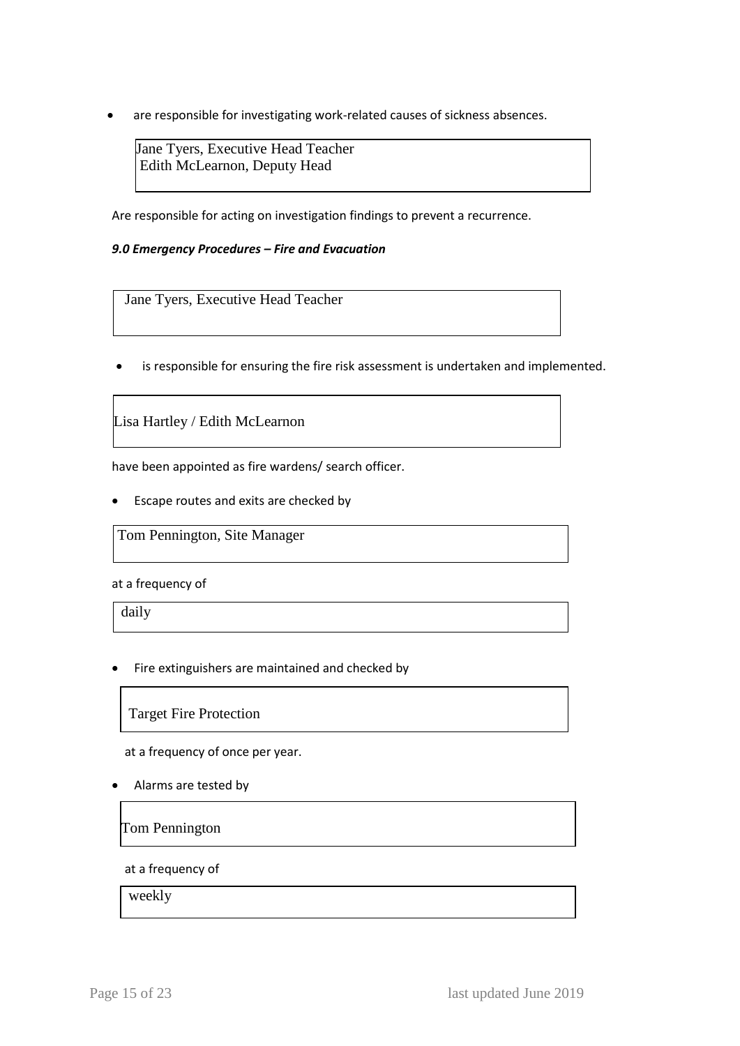- are responsible for investigating work-related causes of sickness absences.

| Jane Tyers, Executive Head Teacher<br>Edith McLearnon, Deputy Head |
|---|

Are responsible for acting on investigation findings to prevent a recurrence.

***9.0 Emergency Procedures – Fire and Evacuation***

| Jane Tyers, Executive Head Teacher |
|---|

- is responsible for ensuring the fire risk assessment is undertaken and implemented.

| Lisa Hartley / Edith McLearnon |
|---|

have been appointed as fire wardens/ search officer.

- Escape routes and exits are checked by

| Tom Pennington, Site Manager |
|---|

at a frequency of

| daily |
|---|

- Fire extinguishers are maintained and checked by

| Target Fire Protection |
|---|

at a frequency of once per year.

- Alarms are tested by

| Tom Pennington |
|---|

at a frequency of

| weekly |
|---|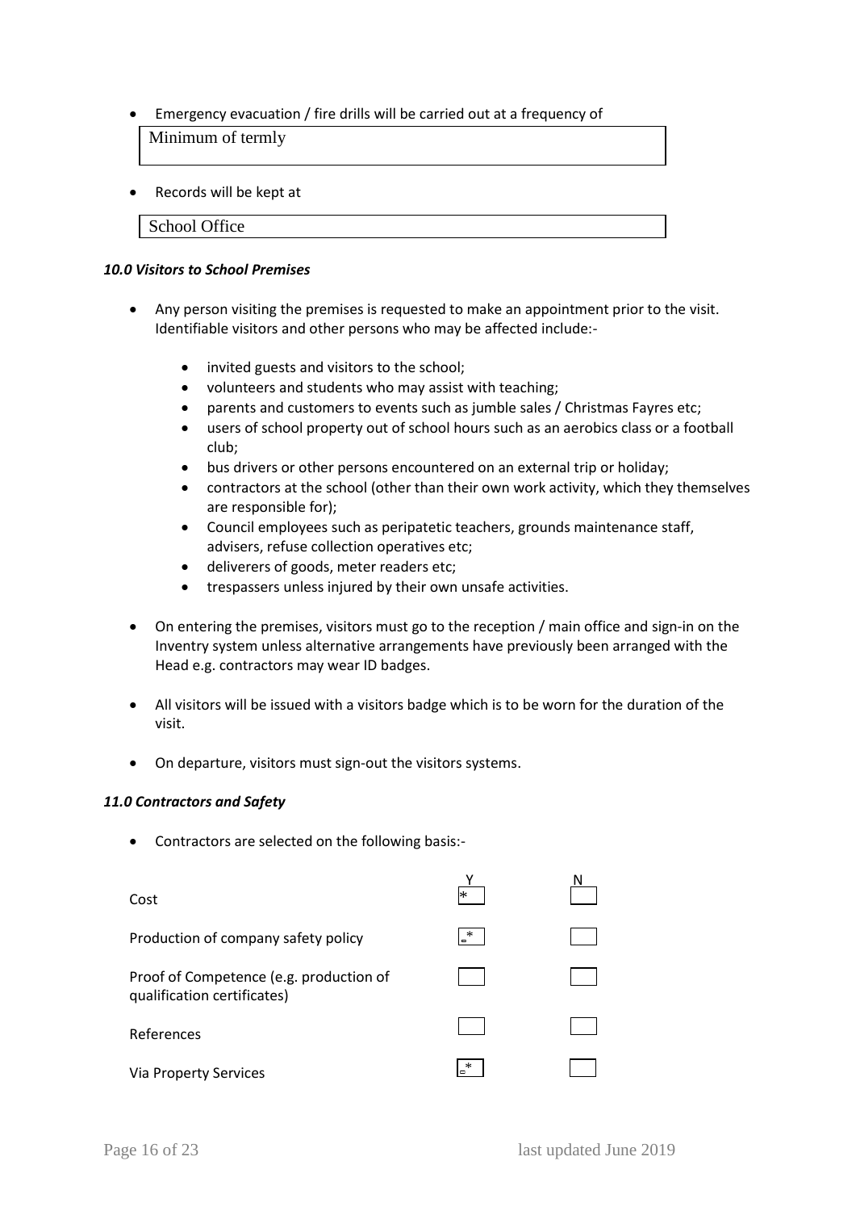- Emergency evacuation / fire drills will be carried out at a frequency of

  Minimum of termly

- Records will be kept at

  School Office

### *10.0 Visitors to School Premises*

- Any person visiting the premises is requested to make an appointment prior to the visit. Identifiable visitors and other persons who may be affected include:-
  - invited guests and visitors to the school;
  - volunteers and students who may assist with teaching;
  - parents and customers to events such as jumble sales / Christmas Fayres etc;
  - users of school property out of school hours such as an aerobics class or a football club;
  - bus drivers or other persons encountered on an external trip or holiday;
  - contractors at the school (other than their own work activity, which they themselves are responsible for);
  - Council employees such as peripatetic teachers, grounds maintenance staff, advisers, refuse collection operatives etc;
  - deliverers of goods, meter readers etc;
  - trespassers unless injured by their own unsafe activities.

- On entering the premises, visitors must go to the reception / main office and sign-in on the Inventry system unless alternative arrangements have previously been arranged with the Head e.g. contractors may wear ID badges.

- All visitors will be issued with a visitors badge which is to be worn for the duration of the visit.

- On departure, visitors must sign-out the visitors systems.

### *11.0 Contractors and Safety*

- Contractors are selected on the following basis:-

| | Y | N |
|---|---|---|
| Cost | * | |
| Production of company safety policy | * | |
| Proof of Competence (e.g. production of qualification certificates) | | |
| References | | |
| Via Property Services | * | |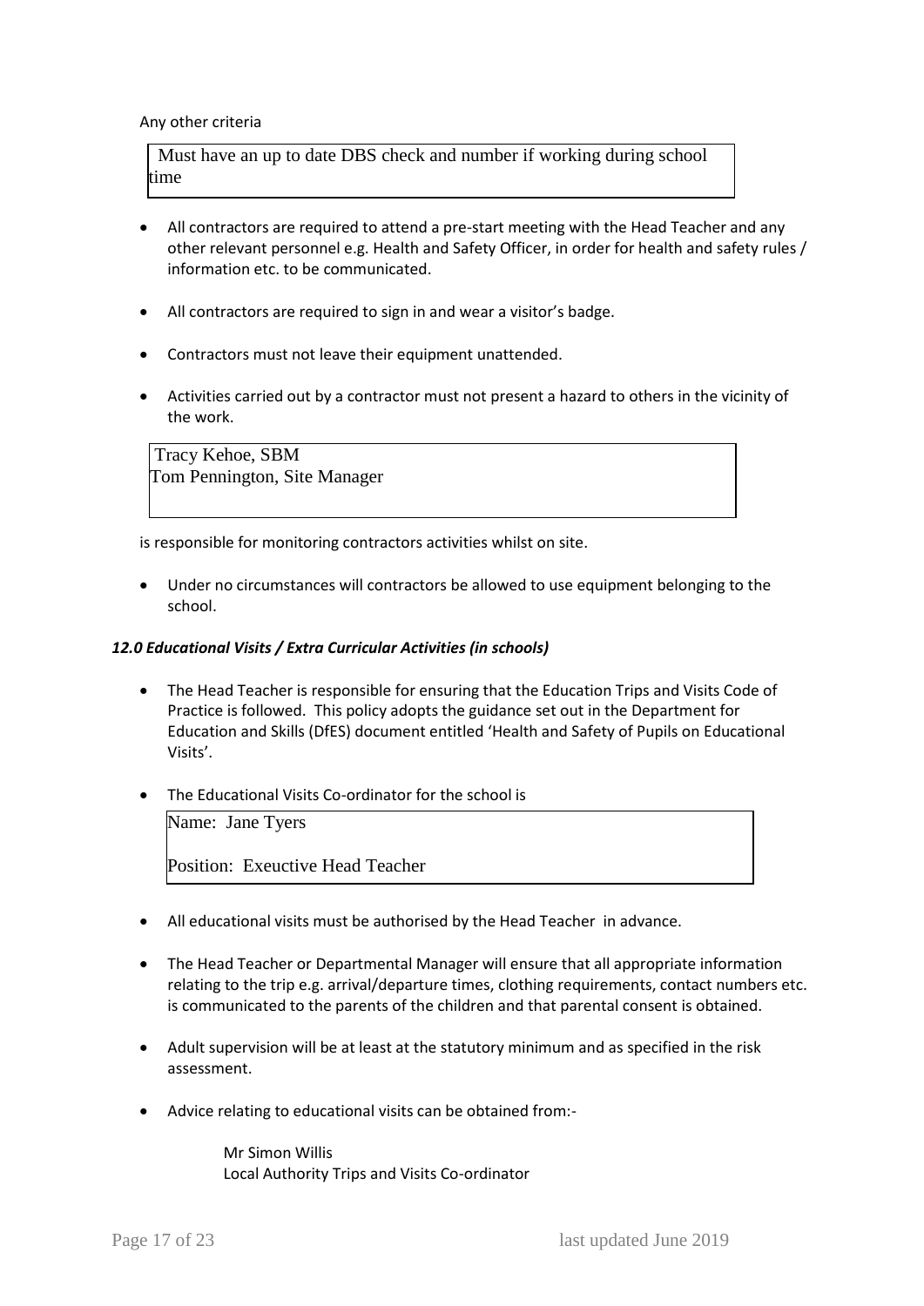Any other criteria

> Must have an up to date DBS check and number if working during school time

- All contractors are required to attend a pre-start meeting with the Head Teacher and any other relevant personnel e.g. Health and Safety Officer, in order for health and safety rules / information etc. to be communicated.

- All contractors are required to sign in and wear a visitor's badge.

- Contractors must not leave their equipment unattended.

- Activities carried out by a contractor must not present a hazard to others in the vicinity of the work.

> Tracy Kehoe, SBM
> Tom Pennington, Site Manager

is responsible for monitoring contractors activities whilst on site.

- Under no circumstances will contractors be allowed to use equipment belonging to the school.

### *12.0 Educational Visits / Extra Curricular Activities (in schools)*

- The Head Teacher is responsible for ensuring that the Education Trips and Visits Code of Practice is followed. This policy adopts the guidance set out in the Department for Education and Skills (DfES) document entitled 'Health and Safety of Pupils on Educational Visits'.

- The Educational Visits Co-ordinator for the school is

  > Name: Jane Tyers
  >
  > Position: Exeuctive Head Teacher

- All educational visits must be authorised by the Head Teacher in advance.

- The Head Teacher or Departmental Manager will ensure that all appropriate information relating to the trip e.g. arrival/departure times, clothing requirements, contact numbers etc. is communicated to the parents of the children and that parental consent is obtained.

- Adult supervision will be at least at the statutory minimum and as specified in the risk assessment.

- Advice relating to educational visits can be obtained from:-

  Mr Simon Willis
  Local Authority Trips and Visits Co-ordinator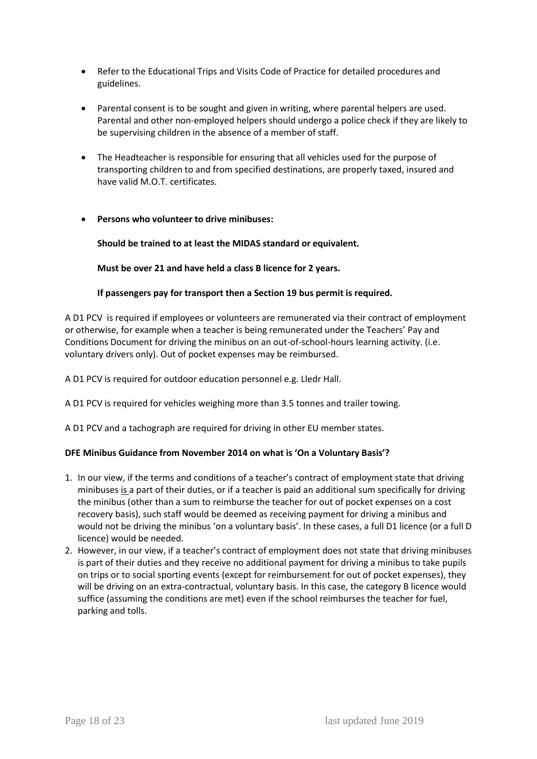- Refer to the Educational Trips and Visits Code of Practice for detailed procedures and guidelines.

- Parental consent is to be sought and given in writing, where parental helpers are used. Parental and other non-employed helpers should undergo a police check if they are likely to be supervising children in the absence of a member of staff.

- The Headteacher is responsible for ensuring that all vehicles used for the purpose of transporting children to and from specified destinations, are properly taxed, insured and have valid M.O.T. certificates.

- **Persons who volunteer to drive minibuses:**

  **Should be trained to at least the MIDAS standard or equivalent.**

  **Must be over 21 and have held a class B licence for 2 years.**

  **If passengers pay for transport then a Section 19 bus permit is required.**

A D1 PCV is required if employees or volunteers are remunerated via their contract of employment or otherwise, for example when a teacher is being remunerated under the Teachers' Pay and Conditions Document for driving the minibus on an out-of-school-hours learning activity. (i.e. voluntary drivers only). Out of pocket expenses may be reimbursed.

A D1 PCV is required for outdoor education personnel e.g. Lledr Hall.

A D1 PCV is required for vehicles weighing more than 3.5 tonnes and trailer towing.

A D1 PCV and a tachograph are required for driving in other EU member states.

**DFE Minibus Guidance from November 2014 on what is 'On a Voluntary Basis'?**

1. In our view, if the terms and conditions of a teacher's contract of employment state that driving minibuses is a part of their duties, or if a teacher is paid an additional sum specifically for driving the minibus (other than a sum to reimburse the teacher for out of pocket expenses on a cost recovery basis), such staff would be deemed as receiving payment for driving a minibus and would not be driving the minibus 'on a voluntary basis'. In these cases, a full D1 licence (or a full D licence) would be needed.
2. However, in our view, if a teacher's contract of employment does not state that driving minibuses is part of their duties and they receive no additional payment for driving a minibus to take pupils on trips or to social sporting events (except for reimbursement for out of pocket expenses), they will be driving on an extra-contractual, voluntary basis. In this case, the category B licence would suffice (assuming the conditions are met) even if the school reimburses the teacher for fuel, parking and tolls.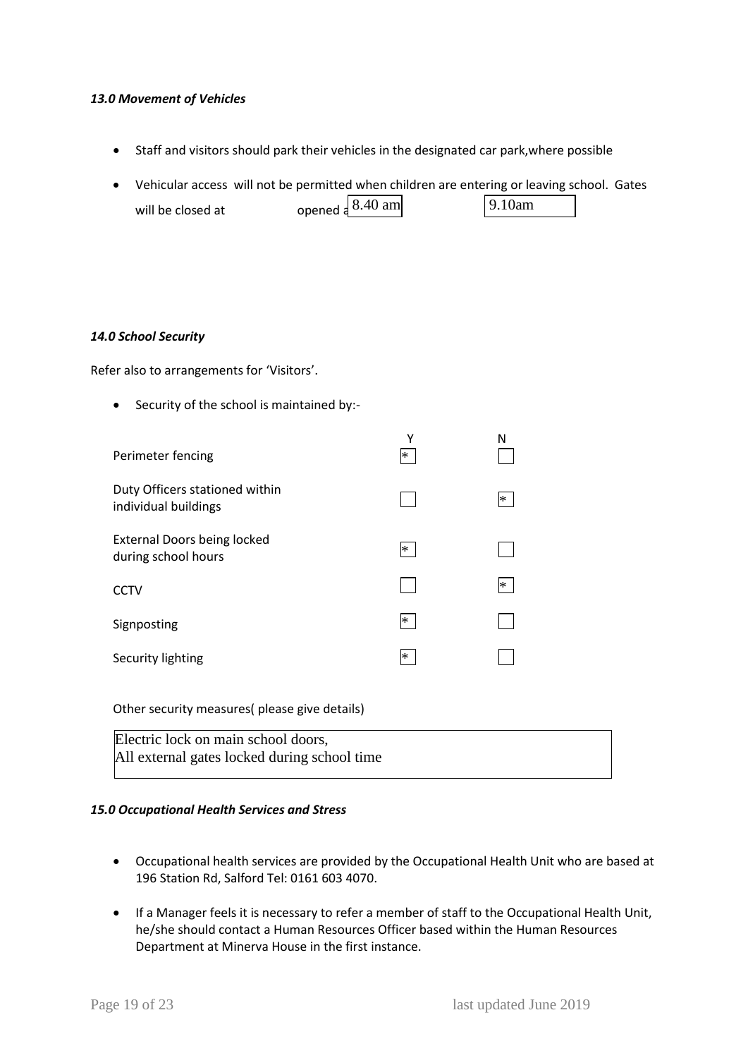### *13.0 Movement of Vehicles*

- Staff and visitors should park their vehicles in the designated car park,where possible
- Vehicular access will not be permitted when children are entering or leaving school. Gates will be closed at 8.40 am opened at 9.10am

### *14.0 School Security*

Refer also to arrangements for 'Visitors'.

- Security of the school is maintained by:-

| | Y | N |
|---|---|---|
| Perimeter fencing | * | |
| Duty Officers stationed within individual buildings | | * |
| External Doors being locked during school hours | * | |
| CCTV | | * |
| Signposting | * | |
| Security lighting | * | |

Other security measures( please give details)

Electric lock on main school doors,
All external gates locked during school time

### *15.0 Occupational Health Services and Stress*

- Occupational health services are provided by the Occupational Health Unit who are based at 196 Station Rd, Salford Tel: 0161 603 4070.
- If a Manager feels it is necessary to refer a member of staff to the Occupational Health Unit, he/she should contact a Human Resources Officer based within the Human Resources Department at Minerva House in the first instance.

last updated June 2019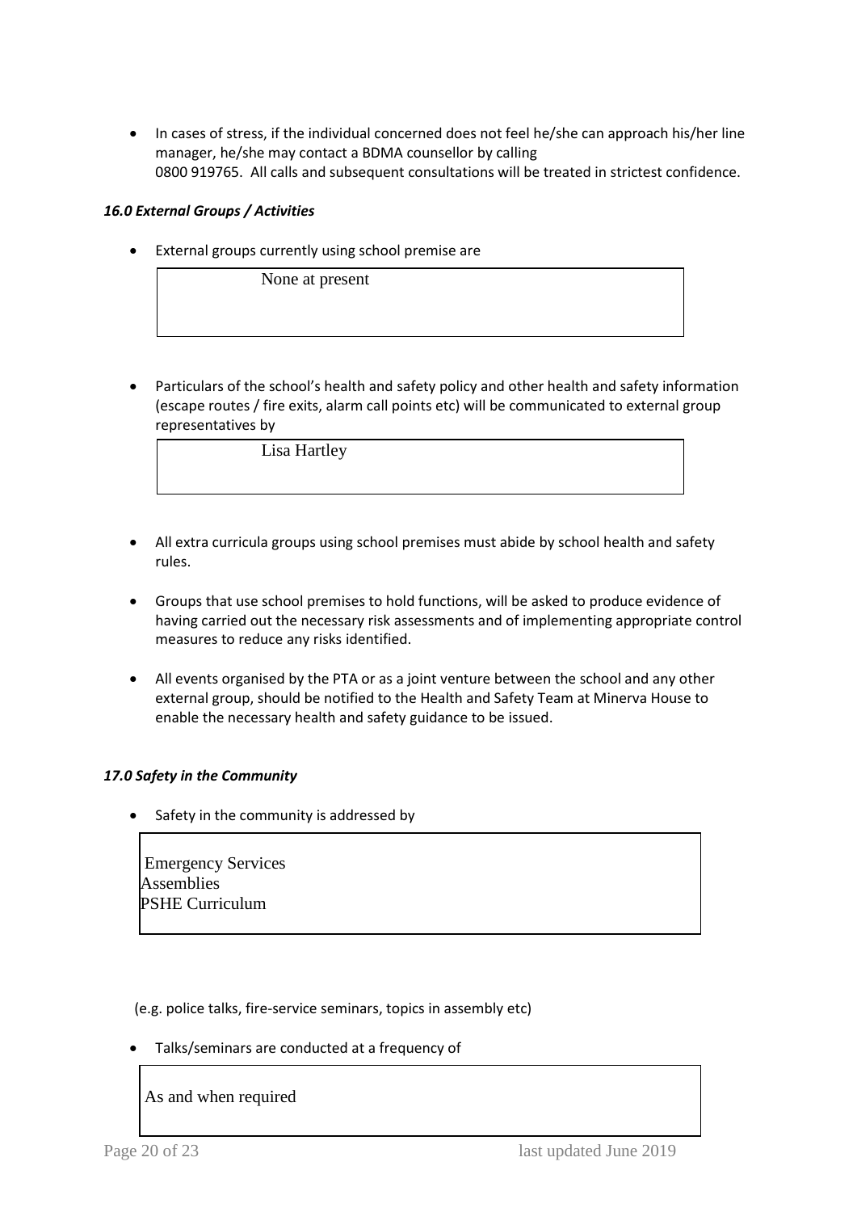- In cases of stress, if the individual concerned does not feel he/she can approach his/her line manager, he/she may contact a BDMA counsellor by calling 0800 919765. All calls and subsequent consultations will be treated in strictest confidence.

### *16.0 External Groups / Activities*

- External groups currently using school premise are

| None at present |
|---|

- Particulars of the school's health and safety policy and other health and safety information (escape routes / fire exits, alarm call points etc) will be communicated to external group representatives by

| Lisa Hartley |
|---|

- All extra curricula groups using school premises must abide by school health and safety rules.

- Groups that use school premises to hold functions, will be asked to produce evidence of having carried out the necessary risk assessments and of implementing appropriate control measures to reduce any risks identified.

- All events organised by the PTA or as a joint venture between the school and any other external group, should be notified to the Health and Safety Team at Minerva House to enable the necessary health and safety guidance to be issued.

### *17.0 Safety in the Community*

- Safety in the community is addressed by

| Emergency Services<br>Assemblies<br>PSHE Curriculum |
|---|

(e.g. police talks, fire-service seminars, topics in assembly etc)

- Talks/seminars are conducted at a frequency of

| As and when required |
|---|

last updated June 2019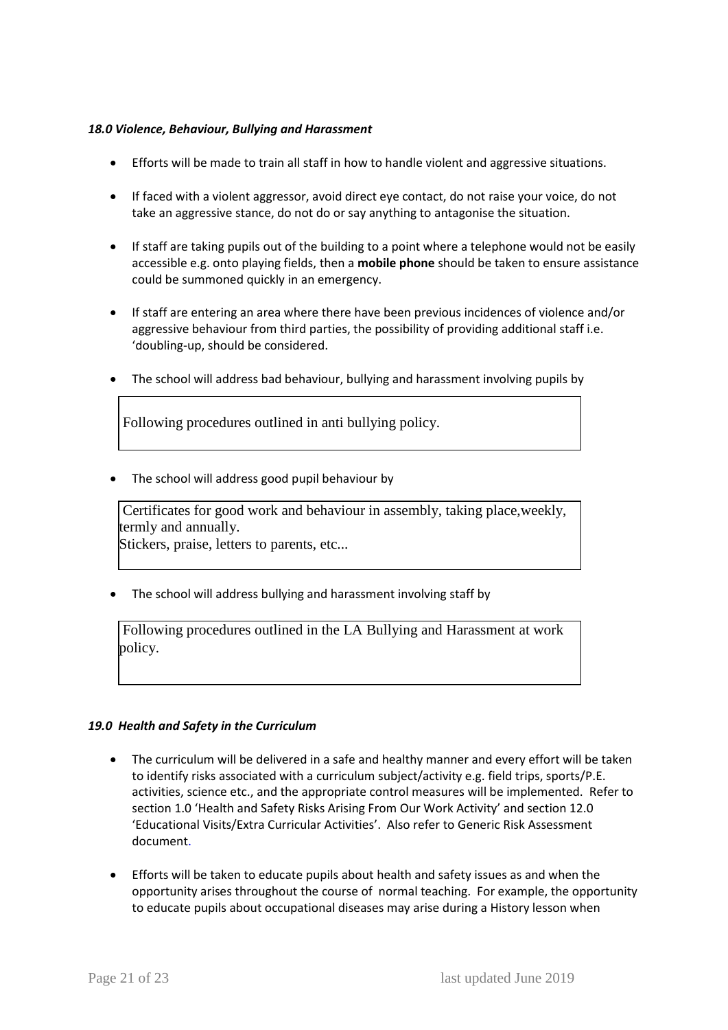### *18.0 Violence, Behaviour, Bullying and Harassment*

- Efforts will be made to train all staff in how to handle violent and aggressive situations.
- If faced with a violent aggressor, avoid direct eye contact, do not raise your voice, do not take an aggressive stance, do not do or say anything to antagonise the situation.
- If staff are taking pupils out of the building to a point where a telephone would not be easily accessible e.g. onto playing fields, then a **mobile phone** should be taken to ensure assistance could be summoned quickly in an emergency.
- If staff are entering an area where there have been previous incidences of violence and/or aggressive behaviour from third parties, the possibility of providing additional staff i.e. 'doubling-up, should be considered.
- The school will address bad behaviour, bullying and harassment involving pupils by

> Following procedures outlined in anti bullying policy.

- The school will address good pupil behaviour by

> Certificates for good work and behaviour in assembly, taking place,weekly, termly and annually.
> Stickers, praise, letters to parents, etc...

- The school will address bullying and harassment involving staff by

> Following procedures outlined in the LA Bullying and Harassment at work policy.

### *19.0 Health and Safety in the Curriculum*

- The curriculum will be delivered in a safe and healthy manner and every effort will be taken to identify risks associated with a curriculum subject/activity e.g. field trips, sports/P.E. activities, science etc., and the appropriate control measures will be implemented. Refer to section 1.0 'Health and Safety Risks Arising From Our Work Activity' and section 12.0 'Educational Visits/Extra Curricular Activities'. Also refer to Generic Risk Assessment document.
- Efforts will be taken to educate pupils about health and safety issues as and when the opportunity arises throughout the course of normal teaching. For example, the opportunity to educate pupils about occupational diseases may arise during a History lesson when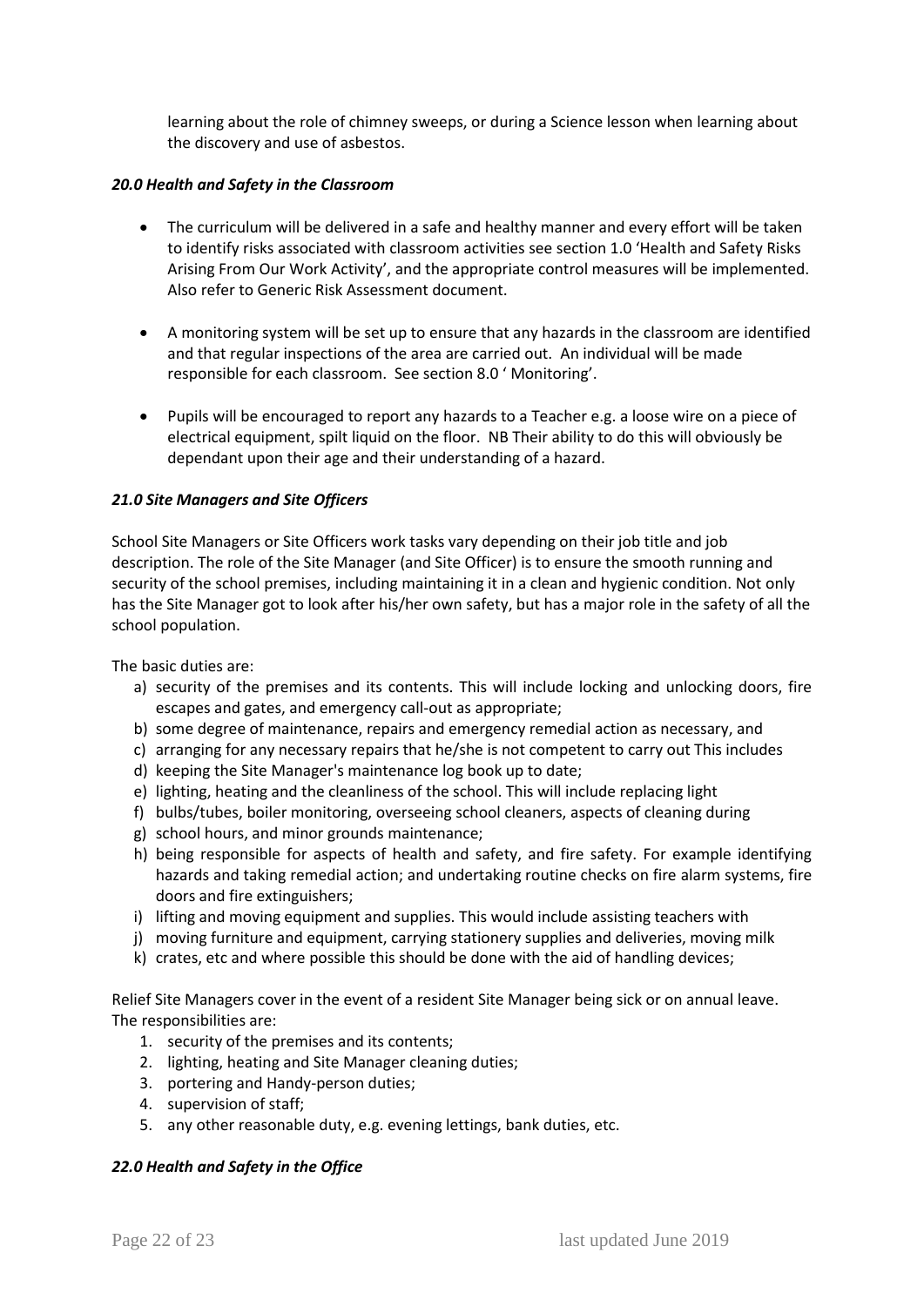learning about the role of chimney sweeps, or during a Science lesson when learning about the discovery and use of asbestos.

### *20.0 Health and Safety in the Classroom*

- The curriculum will be delivered in a safe and healthy manner and every effort will be taken to identify risks associated with classroom activities see section 1.0 'Health and Safety Risks Arising From Our Work Activity', and the appropriate control measures will be implemented. Also refer to Generic Risk Assessment document.
- A monitoring system will be set up to ensure that any hazards in the classroom are identified and that regular inspections of the area are carried out. An individual will be made responsible for each classroom. See section 8.0 ' Monitoring'.
- Pupils will be encouraged to report any hazards to a Teacher e.g. a loose wire on a piece of electrical equipment, spilt liquid on the floor. NB Their ability to do this will obviously be dependant upon their age and their understanding of a hazard.

### *21.0 Site Managers and Site Officers*

School Site Managers or Site Officers work tasks vary depending on their job title and job description. The role of the Site Manager (and Site Officer) is to ensure the smooth running and security of the school premises, including maintaining it in a clean and hygienic condition. Not only has the Site Manager got to look after his/her own safety, but has a major role in the safety of all the school population.

The basic duties are:

a) security of the premises and its contents. This will include locking and unlocking doors, fire escapes and gates, and emergency call-out as appropriate;
b) some degree of maintenance, repairs and emergency remedial action as necessary, and
c) arranging for any necessary repairs that he/she is not competent to carry out This includes
d) keeping the Site Manager's maintenance log book up to date;
e) lighting, heating and the cleanliness of the school. This will include replacing light
f) bulbs/tubes, boiler monitoring, overseeing school cleaners, aspects of cleaning during
g) school hours, and minor grounds maintenance;
h) being responsible for aspects of health and safety, and fire safety. For example identifying hazards and taking remedial action; and undertaking routine checks on fire alarm systems, fire doors and fire extinguishers;
i) lifting and moving equipment and supplies. This would include assisting teachers with
j) moving furniture and equipment, carrying stationery supplies and deliveries, moving milk
k) crates, etc and where possible this should be done with the aid of handling devices;

Relief Site Managers cover in the event of a resident Site Manager being sick or on annual leave. The responsibilities are:

1. security of the premises and its contents;
2. lighting, heating and Site Manager cleaning duties;
3. portering and Handy-person duties;
4. supervision of staff;
5. any other reasonable duty, e.g. evening lettings, bank duties, etc.

### *22.0 Health and Safety in the Office*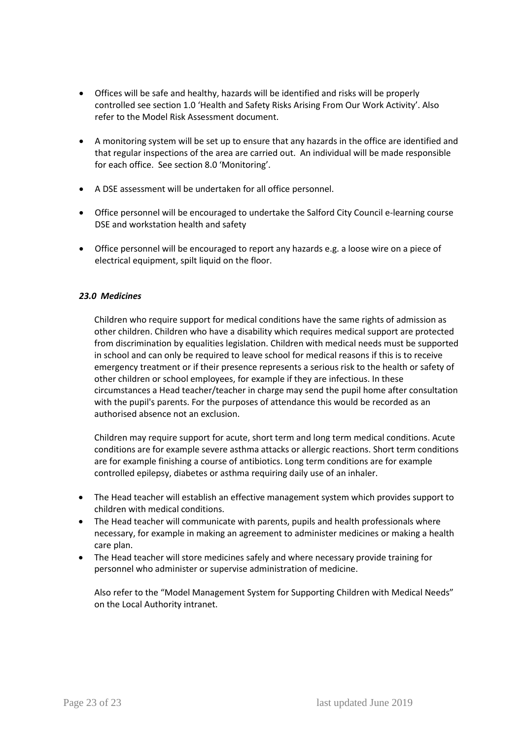- Offices will be safe and healthy, hazards will be identified and risks will be properly controlled see section 1.0 'Health and Safety Risks Arising From Our Work Activity'. Also refer to the Model Risk Assessment document.

- A monitoring system will be set up to ensure that any hazards in the office are identified and that regular inspections of the area are carried out. An individual will be made responsible for each office. See section 8.0 'Monitoring'.

- A DSE assessment will be undertaken for all office personnel.

- Office personnel will be encouraged to undertake the Salford City Council e-learning course DSE and workstation health and safety

- Office personnel will be encouraged to report any hazards e.g. a loose wire on a piece of electrical equipment, spilt liquid on the floor.

### *23.0 Medicines*

Children who require support for medical conditions have the same rights of admission as other children. Children who have a disability which requires medical support are protected from discrimination by equalities legislation. Children with medical needs must be supported in school and can only be required to leave school for medical reasons if this is to receive emergency treatment or if their presence represents a serious risk to the health or safety of other children or school employees, for example if they are infectious. In these circumstances a Head teacher/teacher in charge may send the pupil home after consultation with the pupil's parents. For the purposes of attendance this would be recorded as an authorised absence not an exclusion.

Children may require support for acute, short term and long term medical conditions. Acute conditions are for example severe asthma attacks or allergic reactions. Short term conditions are for example finishing a course of antibiotics. Long term conditions are for example controlled epilepsy, diabetes or asthma requiring daily use of an inhaler.

- The Head teacher will establish an effective management system which provides support to children with medical conditions.
- The Head teacher will communicate with parents, pupils and health professionals where necessary, for example in making an agreement to administer medicines or making a health care plan.
- The Head teacher will store medicines safely and where necessary provide training for personnel who administer or supervise administration of medicine.

Also refer to the "Model Management System for Supporting Children with Medical Needs" on the Local Authority intranet.

last updated June 2019